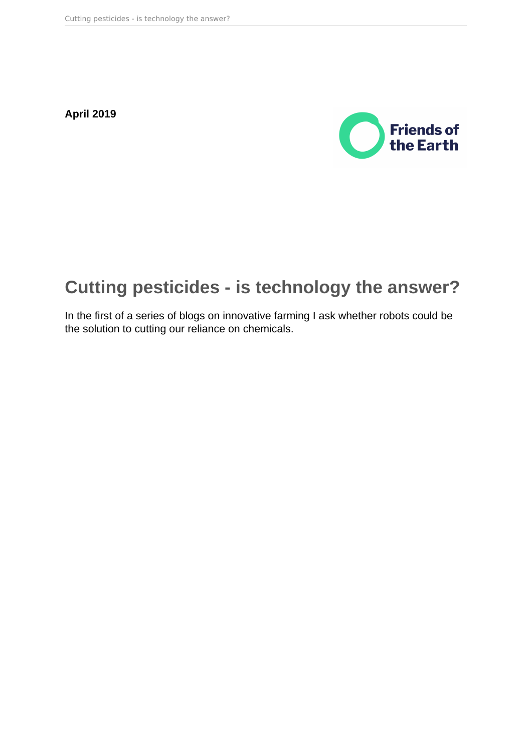**April 2019**

Friends of the Earth

# Cutting pesticides - is technology the answer?

In the first of a series of blogs on innovative farming I ask whether robots could be the solution to cutting our reliance on chemicals.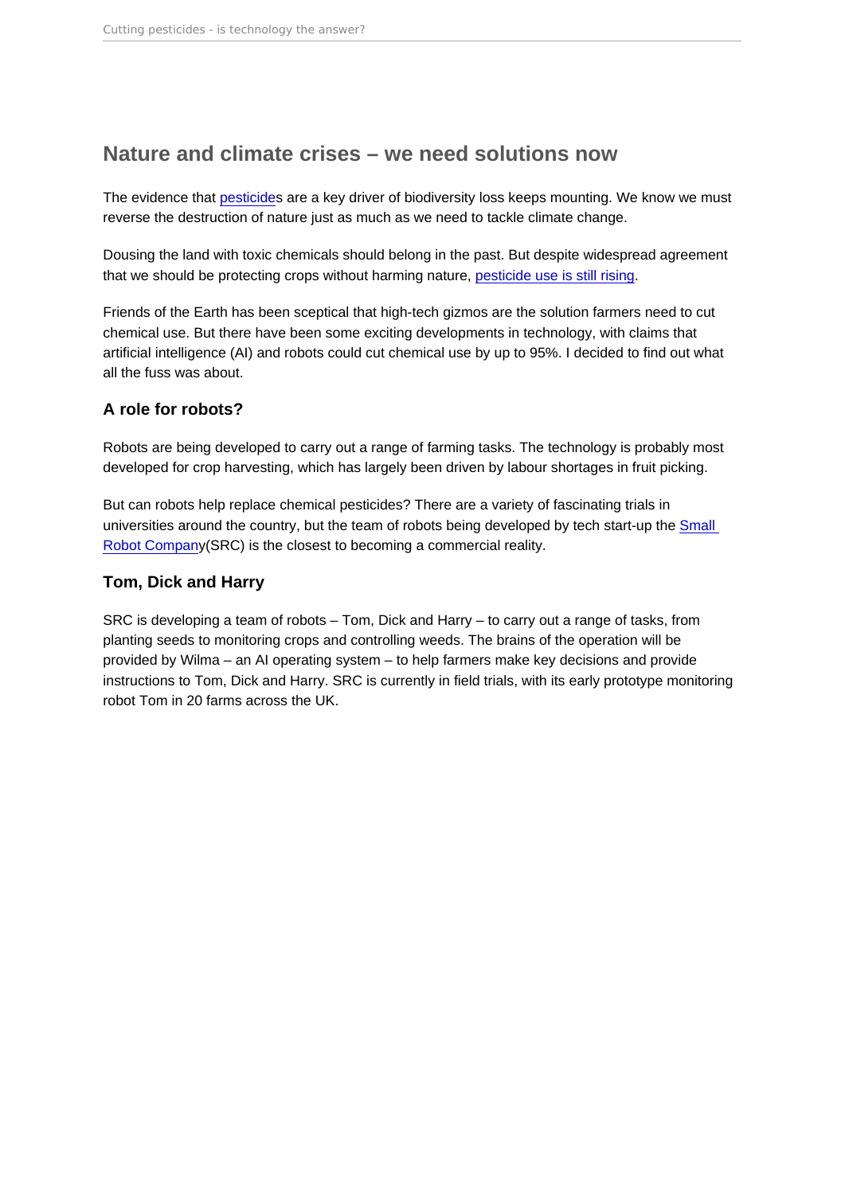## Nature and climate crises – we need solutions now

The evidence that pesticides are a key driver of biodiversity loss keeps mounting. We know we must reverse the destruction of nature just as much as we need to tackle climate change.

Dousing the land with toxic chemicals should belong in the past. But despite widespread agreement that we should be protecting crops without harming nature, pesticide use is still rising.

Friends of the Earth has been sceptical that high-tech gizmos are the solution farmers need to cut chemical use. But there have been some exciting developments in technology, with claims that artificial intelligence (AI) and robots could cut chemical use by up to 95%. I decided to find out what all the fuss was about.

### A role for robots?

Robots are being developed to carry out a range of farming tasks. The technology is probably most developed for crop harvesting, which has largely been driven by labour shortages in fruit picking.

But can robots help replace chemical pesticides? There are a variety of fascinating trials in universities around the country, but the team of robots being developed by tech start-up the Small Robot Company(SRC) is the closest to becoming a commercial reality.

### Tom, Dick and Harry

SRC is developing a team of robots – Tom, Dick and Harry – to carry out a range of tasks, from planting seeds to monitoring crops and controlling weeds. The brains of the operation will be provided by Wilma – an AI operating system – to help farmers make key decisions and provide instructions to Tom, Dick and Harry. SRC is currently in field trials, with its early prototype monitoring robot Tom in 20 farms across the UK.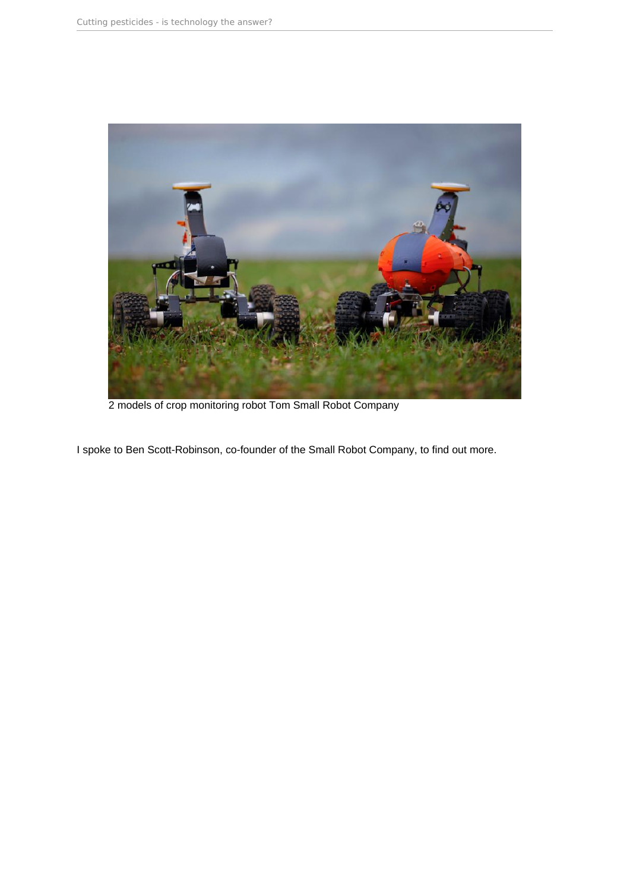2 models of crop monitoring robot Tom Small Robot Company

I spoke to Ben Scott-Robinson, co-founder of the Small Robot Company, to find out more.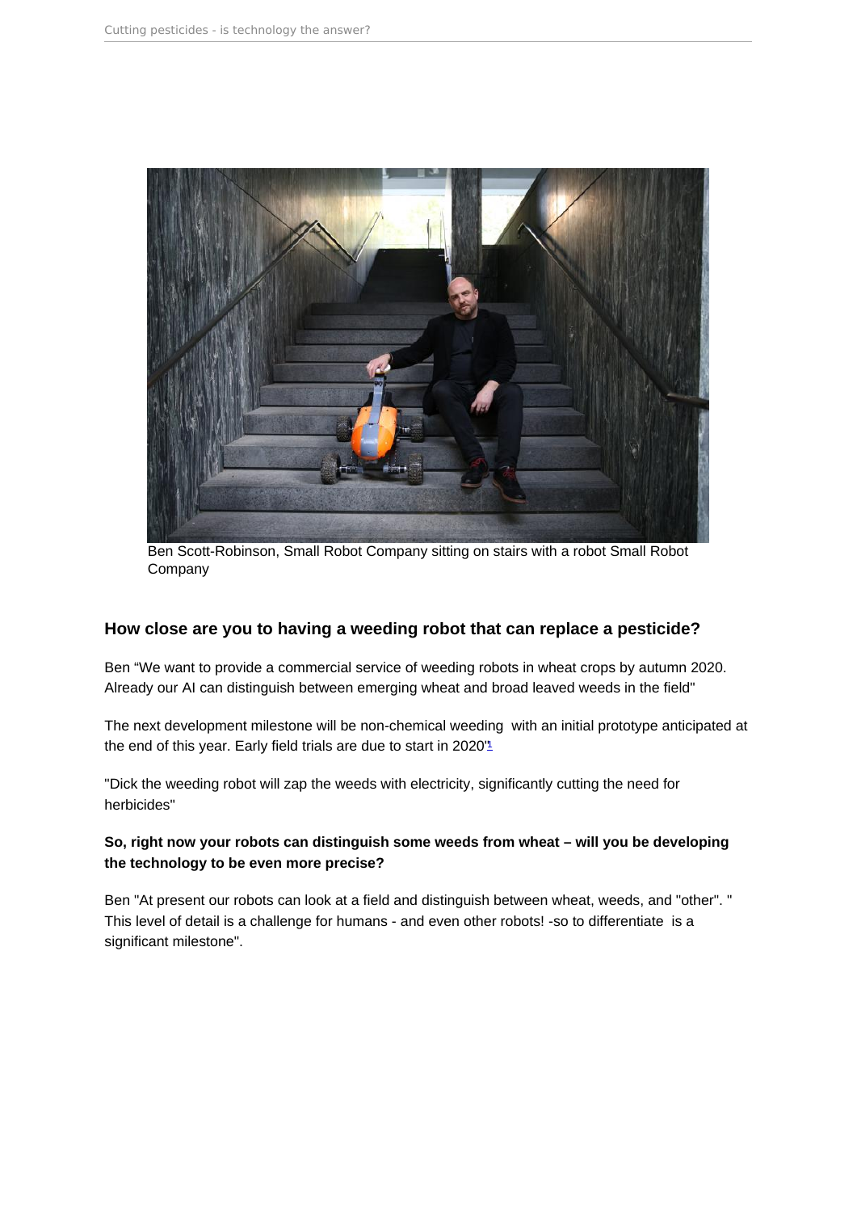Ben Scott-Robinson, Small Robot Company sitting on stairs with a robot Small Robot Company

## How close are you to having a weeding robot that can replace a pesticide?

Ben “We want to provide a commercial service of weeding robots in wheat crops by autumn 2020. Already our AI can distinguish between emerging wheat and broad leaved weeds in the field"

The next development milestone will be non-chemical weeding with an initial prototype anticipated at the end of this year. Early field trials are due to start in 2020"[1]

"Dick the weeding robot will zap the weeds with electricity, significantly cutting the need for herbicides"

**So, right now your robots can distinguish some weeds from wheat – will you be developing the technology to be even more precise?**

Ben "At present our robots can look at a field and distinguish between wheat, weeds, and "other". " This level of detail is a challenge for humans - and even other robots! -so to differentiate is a significant milestone".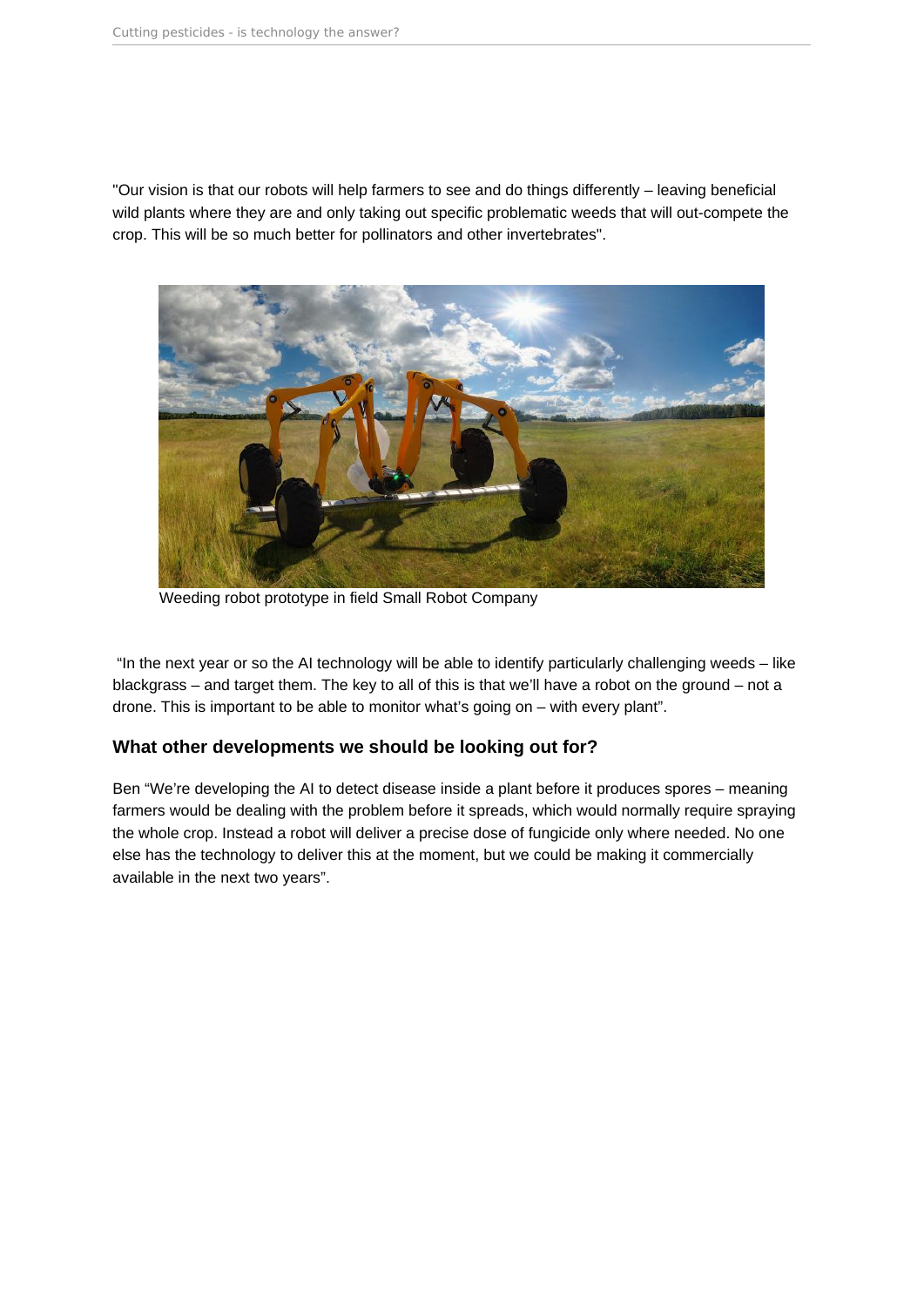"Our vision is that our robots will help farmers to see and do things differently – leaving beneficial wild plants where they are and only taking out specific problematic weeds that will out-compete the crop. This will be so much better for pollinators and other invertebrates".

Weeding robot prototype in field Small Robot Company

"In the next year or so the AI technology will be able to identify particularly challenging weeds – like blackgrass – and target them. The key to all of this is that we'll have a robot on the ground – not a drone. This is important to be able to monitor what's going on – with every plant".

### What other developments we should be looking out for?

Ben "We're developing the AI to detect disease inside a plant before it produces spores – meaning farmers would be dealing with the problem before it spreads, which would normally require spraying the whole crop. Instead a robot will deliver a precise dose of fungicide only where needed. No one else has the technology to deliver this at the moment, but we could be making it commercially available in the next two years".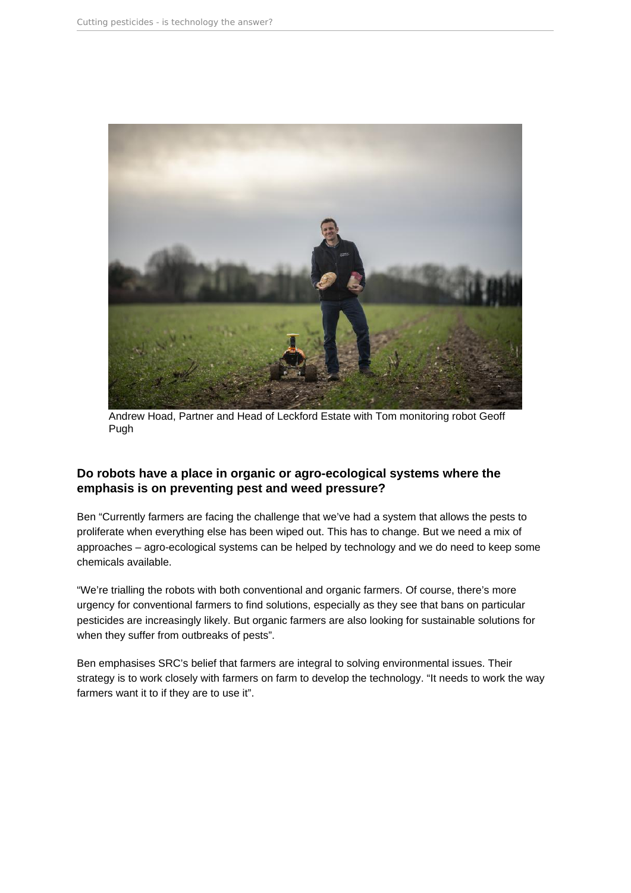Andrew Hoad, Partner and Head of Leckford Estate with Tom monitoring robot Geoff Pugh

### Do robots have a place in organic or agro-ecological systems where the emphasis is on preventing pest and weed pressure?

Ben "Currently farmers are facing the challenge that we've had a system that allows the pests to proliferate when everything else has been wiped out. This has to change. But we need a mix of approaches – agro-ecological systems can be helped by technology and we do need to keep some chemicals available.

"We're trialling the robots with both conventional and organic farmers. Of course, there's more urgency for conventional farmers to find solutions, especially as they see that bans on particular pesticides are increasingly likely. But organic farmers are also looking for sustainable solutions for when they suffer from outbreaks of pests".

Ben emphasises SRC's belief that farmers are integral to solving environmental issues. Their strategy is to work closely with farmers on farm to develop the technology. "It needs to work the way farmers want it to if they are to use it".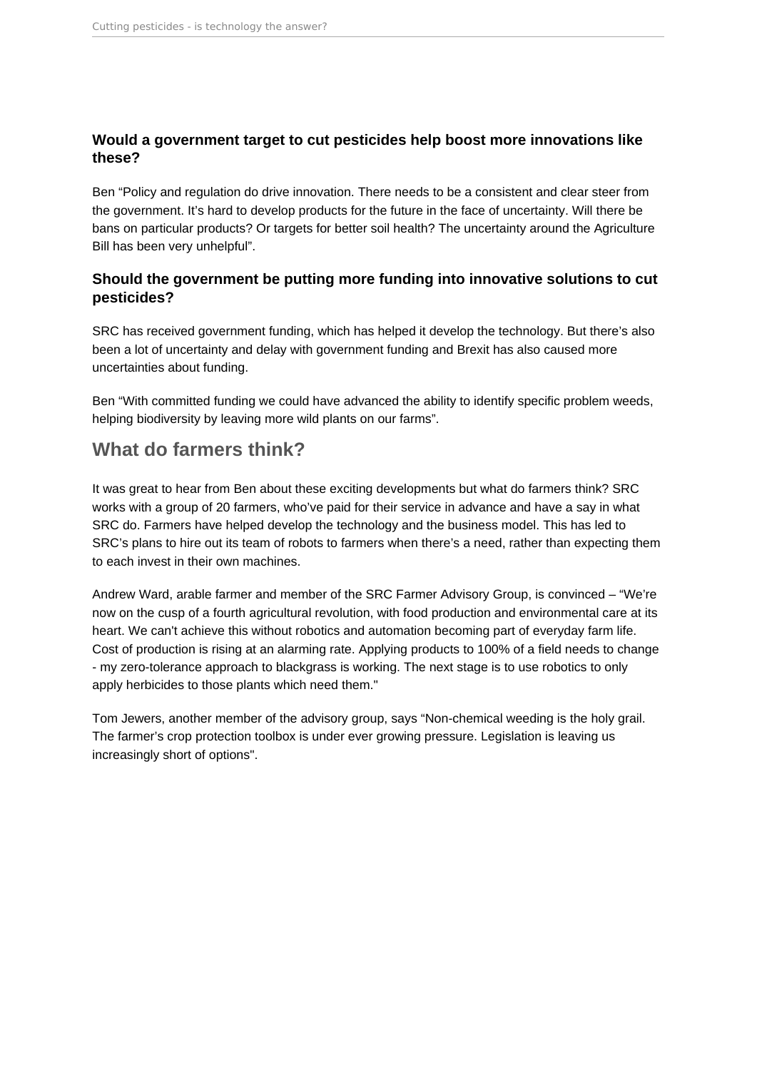### Would a government target to cut pesticides help boost more innovations like these?

Ben "Policy and regulation do drive innovation. There needs to be a consistent and clear steer from the government. It's hard to develop products for the future in the face of uncertainty. Will there be bans on particular products? Or targets for better soil health? The uncertainty around the Agriculture Bill has been very unhelpful".

### Should the government be putting more funding into innovative solutions to cut pesticides?

SRC has received government funding, which has helped it develop the technology. But there's also been a lot of uncertainty and delay with government funding and Brexit has also caused more uncertainties about funding.

Ben "With committed funding we could have advanced the ability to identify specific problem weeds, helping biodiversity by leaving more wild plants on our farms".

## What do farmers think?

It was great to hear from Ben about these exciting developments but what do farmers think? SRC works with a group of 20 farmers, who've paid for their service in advance and have a say in what SRC do. Farmers have helped develop the technology and the business model. This has led to SRC's plans to hire out its team of robots to farmers when there's a need, rather than expecting them to each invest in their own machines.

Andrew Ward, arable farmer and member of the SRC Farmer Advisory Group, is convinced – "We're now on the cusp of a fourth agricultural revolution, with food production and environmental care at its heart. We can't achieve this without robotics and automation becoming part of everyday farm life. Cost of production is rising at an alarming rate. Applying products to 100% of a field needs to change - my zero-tolerance approach to blackgrass is working. The next stage is to use robotics to only apply herbicides to those plants which need them."

Tom Jewers, another member of the advisory group, says "Non-chemical weeding is the holy grail. The farmer's crop protection toolbox is under ever growing pressure. Legislation is leaving us increasingly short of options".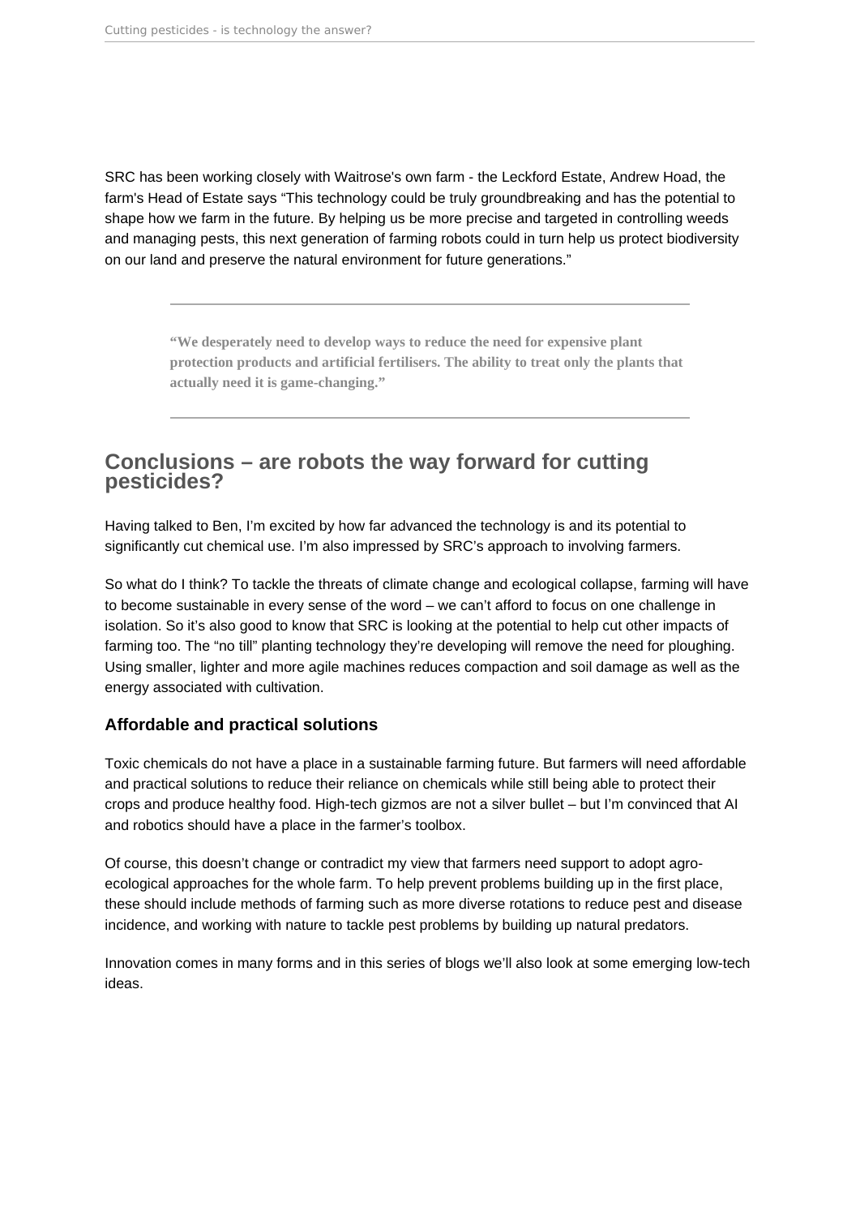SRC has been working closely with Waitrose's own farm - the Leckford Estate, Andrew Hoad, the farm's Head of Estate says “This technology could be truly groundbreaking and has the potential to shape how we farm in the future. By helping us be more precise and targeted in controlling weeds and managing pests, this next generation of farming robots could in turn help us protect biodiversity on our land and preserve the natural environment for future generations.”

---

> **“We desperately need to develop ways to reduce the need for expensive plant protection products and artificial fertilisers. The ability to treat only the plants that actually need it is game-changing.”**

---

## Conclusions – are robots the way forward for cutting pesticides?

Having talked to Ben, I’m excited by how far advanced the technology is and its potential to significantly cut chemical use. I’m also impressed by SRC’s approach to involving farmers.

So what do I think? To tackle the threats of climate change and ecological collapse, farming will have to become sustainable in every sense of the word – we can’t afford to focus on one challenge in isolation. So it’s also good to know that SRC is looking at the potential to help cut other impacts of farming too. The “no till” planting technology they’re developing will remove the need for ploughing. Using smaller, lighter and more agile machines reduces compaction and soil damage as well as the energy associated with cultivation.

### Affordable and practical solutions

Toxic chemicals do not have a place in a sustainable farming future. But farmers will need affordable and practical solutions to reduce their reliance on chemicals while still being able to protect their crops and produce healthy food. High-tech gizmos are not a silver bullet – but I’m convinced that AI and robotics should have a place in the farmer’s toolbox.

Of course, this doesn’t change or contradict my view that farmers need support to adopt agro-ecological approaches for the whole farm. To help prevent problems building up in the first place, these should include methods of farming such as more diverse rotations to reduce pest and disease incidence, and working with nature to tackle pest problems by building up natural predators.

Innovation comes in many forms and in this series of blogs we’ll also look at some emerging low-tech ideas.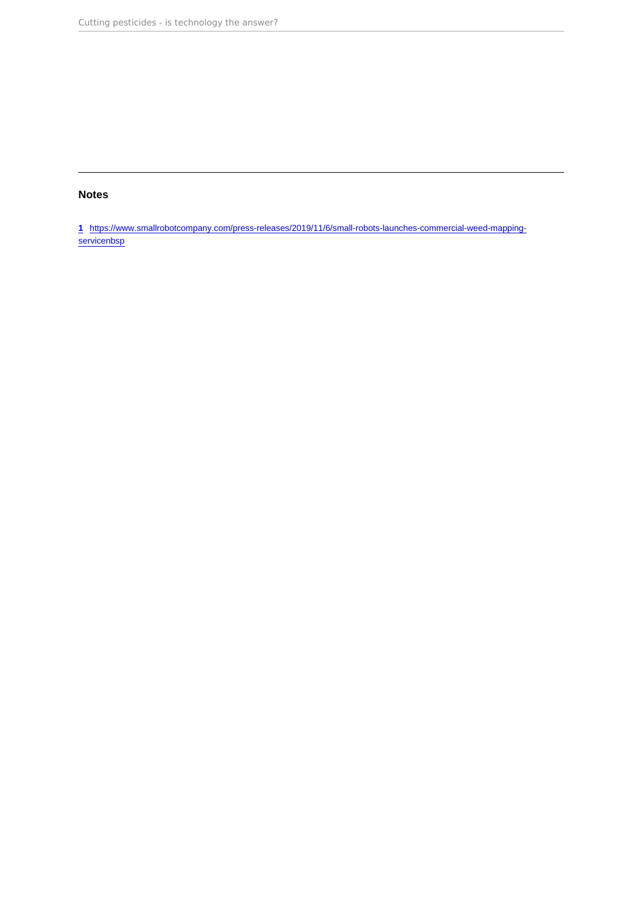## Notes

1 https://www.smallrobotcompany.com/press-releases/2019/11/6/small-robots-launches-commercial-weed-mapping-servicenbsp